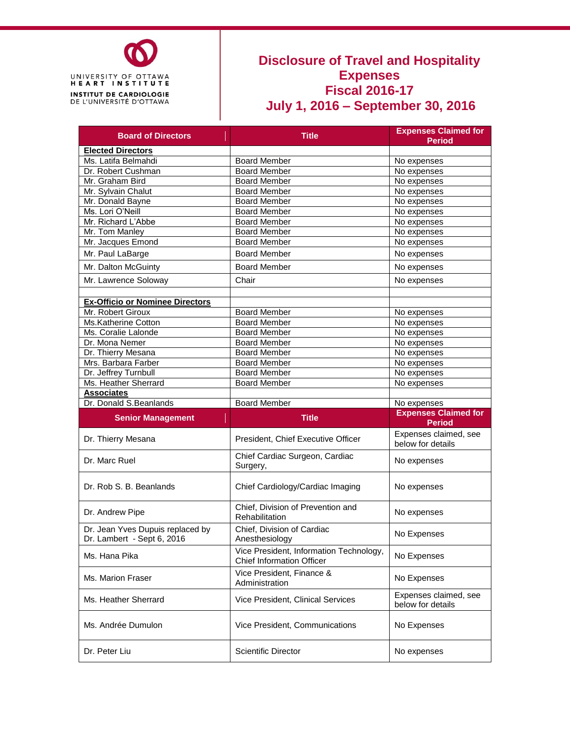UNIVERSITY OF OTTAWA HEART INSTITUTE
INSTITUT DE CARDIOLOGIE DE L'UNIVERSITÉ D'OTTAWA

# Disclosure of Travel and Hospitality Expenses
# Fiscal 2016-17
# July 1, 2016 – September 30, 2016

| Board of Directors | Title | Expenses Claimed for Period |
|---|---|---|
| **Elected Directors** | | |
| Ms. Latifa Belmahdi | Board Member | No expenses |
| Dr. Robert Cushman | Board Member | No expenses |
| Mr. Graham Bird | Board Member | No expenses |
| Mr. Sylvain Chalut | Board Member | No expenses |
| Mr. Donald Bayne | Board Member | No expenses |
| Ms. Lori O'Neill | Board Member | No expenses |
| Mr. Richard L'Abbe | Board Member | No expenses |
| Mr. Tom Manley | Board Member | No expenses |
| Mr. Jacques Emond | Board Member | No expenses |
| Mr. Paul LaBarge | Board Member | No expenses |
| Mr. Dalton McGuinty | Board Member | No expenses |
| Mr. Lawrence Soloway | Chair | No expenses |
| | | |
| **Ex-Officio or Nominee Directors** | | |
| Mr. Robert Giroux | Board Member | No expenses |
| Ms.Katherine Cotton | Board Member | No expenses |
| Ms. Coralie Lalonde | Board Member | No expenses |
| Dr. Mona Nemer | Board Member | No expenses |
| Dr. Thierry Mesana | Board Member | No expenses |
| Mrs. Barbara Farber | Board Member | No expenses |
| Dr. Jeffrey Turnbull | Board Member | No expenses |
| Ms. Heather Sherrard | Board Member | No expenses |
| **Associates** | | |
| Dr. Donald S.Beanlands | Board Member | No expenses |

| Senior Management | Title | Expenses Claimed for Period |
|---|---|---|
| Dr. Thierry Mesana | President, Chief Executive Officer | Expenses claimed, see below for details |
| Dr. Marc Ruel | Chief Cardiac Surgeon, Cardiac Surgery, | No expenses |
| Dr. Rob S. B. Beanlands | Chief Cardiology/Cardiac Imaging | No expenses |
| Dr. Andrew Pipe | Chief, Division of Prevention and Rehabilitation | No expenses |
| Dr. Jean Yves Dupuis replaced by Dr. Lambert - Sept 6, 2016 | Chief, Division of Cardiac Anesthesiology | No Expenses |
| Ms. Hana Pika | Vice President, Information Technology, Chief Information Officer | No Expenses |
| Ms. Marion Fraser | Vice President, Finance & Administration | No Expenses |
| Ms. Heather Sherrard | Vice President, Clinical Services | Expenses claimed, see below for details |
| Ms. Andrée Dumulon | Vice President, Communications | No Expenses |
| Dr. Peter Liu | Scientific Director | No expenses |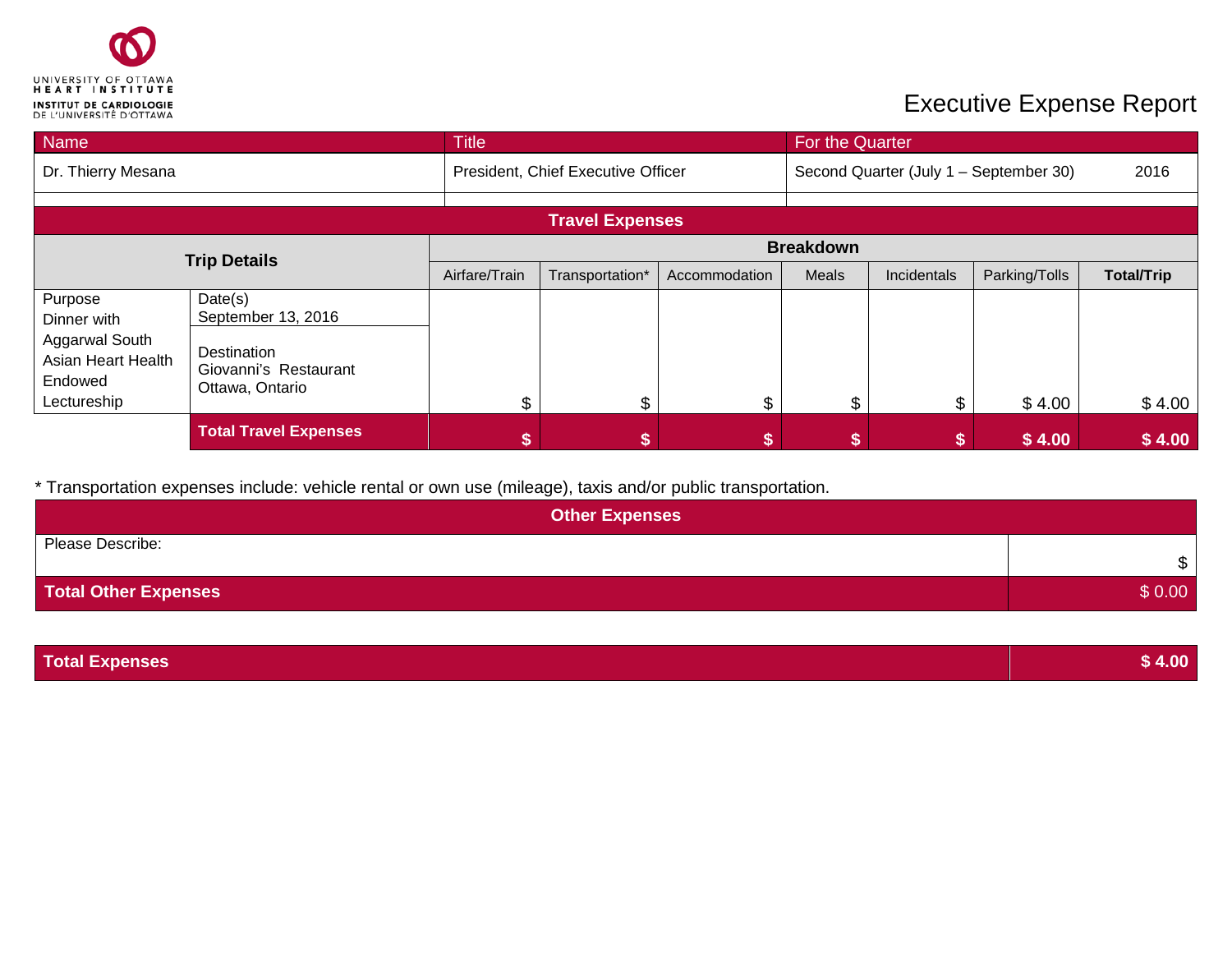UNIVERSITY OF OTTAWA HEART INSTITUTE
INSTITUT DE CARDIOLOGIE DE L'UNIVERSITÉ D'OTTAWA

# Executive Expense Report

| Name | Title | For the Quarter |
|---|---|---|
| Dr. Thierry Mesana | President, Chief Executive Officer | Second Quarter (July 1 – September 30) 2016 |

## Travel Expenses

| Trip Details | | Breakdown | | | | | | |
|---|---|---|---|---|---|---|---|---|
| | | Airfare/Train | Transportation* | Accommodation | Meals | Incidentals | Parking/Tolls | **Total/Trip** |
| Purpose<br>Dinner with Aggarwal South Asian Heart Health Endowed Lectureship | Date(s)<br>September 13, 2016<br><br>Destination<br>Giovanni's Restaurant<br>Ottawa, Ontario | $ | $ | $ | $ | $ | $ 4.00 | $ 4.00 |
| | **Total Travel Expenses** | **$** | **$** | **$** | **$** | **$** | **$ 4.00** | **$ 4.00** |

* Transportation expenses include: vehicle rental or own use (mileage), taxis and/or public transportation.

## Other Expenses

| Please Describe: | $ |
|---|---|
| **Total Other Expenses** | $ 0.00 |

| **Total Expenses** | **$ 4.00** |
|---|---|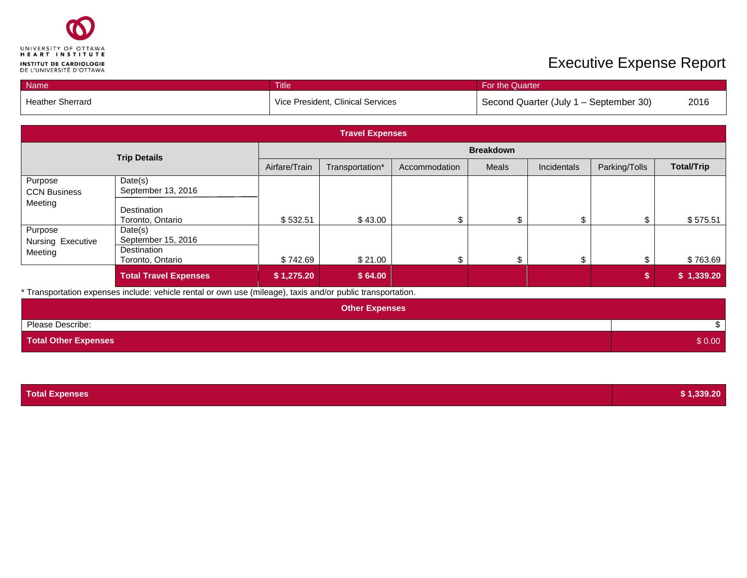UNIVERSITY OF OTTAWA HEART INSTITUTE
INSTITUT DE CARDIOLOGIE DE L'UNIVERSITÉ D'OTTAWA

# Executive Expense Report

| Name | Title | For the Quarter | |
|---|---|---|---|
| Heather Sherrard | Vice President, Clinical Services | Second Quarter (July 1 – September 30) | 2016 |

| Travel Expenses | | | | | | | | |
|---|---|---|---|---|---|---|---|---|
| **Trip Details** | | **Breakdown** | | | | | | |
| | | Airfare/Train | Transportation* | Accommodation | Meals | Incidentals | Parking/Tolls | **Total/Trip** |
| Purpose CCN Business Meeting | Date(s) September 13, 2016 / Destination Toronto, Ontario | $ 532.51 | $ 43.00 | $ | $ | $ | $ | $ 575.51 |
| Purpose Nursing Executive Meeting | Date(s) September 15, 2016 / Destination Toronto, Ontario | $ 742.69 | $ 21.00 | $ | $ | $ | $ | $ 763.69 |
| | **Total Travel Expenses** | **$ 1,275.20** | **$ 64.00** | | | | **$** | **$ 1,339.20** |

* Transportation expenses include: vehicle rental or own use (mileage), taxis and/or public transportation.

| Other Expenses | |
|---|---|
| Please Describe: | $ |
| **Total Other Expenses** | $ 0.00 |

| | |
|---|---|
| **Total Expenses** | **$ 1,339.20** |